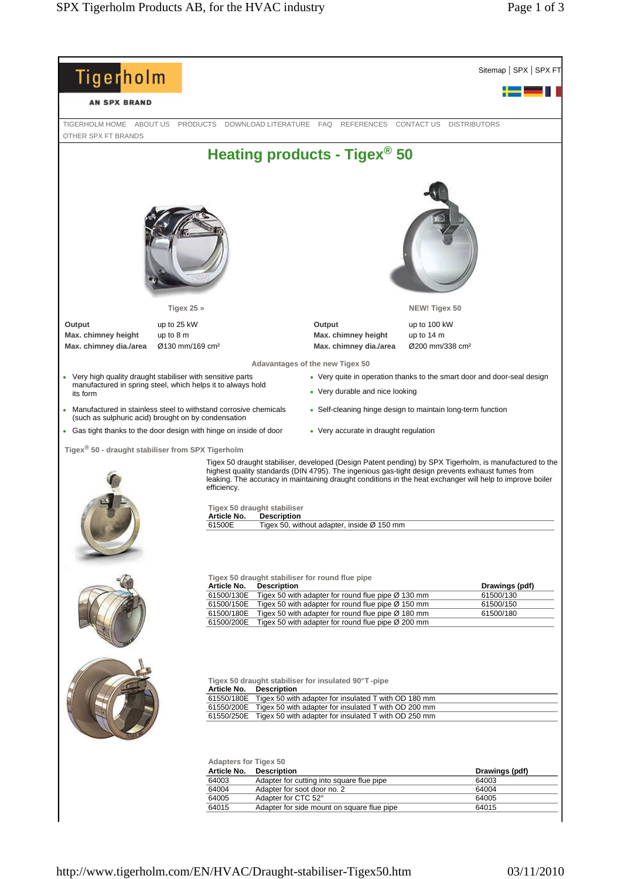Tigerholm

AN SPX BRAND

Sitemap | SPX | SPX FT

TIGERHOLM HOME ABOUT US PRODUCTS DOWNLOAD LITERATURE FAQ REFERENCES CONTACT US DISTRIBUTORS OTHER SPX FT BRANDS

# Heating products - Tigex® 50

| Tigex 25 » | | NEW! Tigex 50 | |
|---|---|---|---|
| **Output** | up to 25 kW | **Output** | up to 100 kW |
| **Max. chimney height** | up to 8 m | **Max. chimney height** | up to 14 m |
| **Max. chimney dia./area** | Ø130 mm/169 cm² | **Max. chimney dia./area** | Ø200 mm/338 cm² |

### Adavantages of the new Tigex 50

- Very high quality draught stabiliser with sensitive parts manufactured in spring steel, which helps it to always hold its form
- Manufactured in stainless steel to withstand corrosive chemicals (such as sulphuric acid) brought on by condensation
- Gas tight thanks to the door design with hinge on inside of door
- Very quite in operation thanks to the smart door and door-seal design
- Very durable and nice looking
- Self-cleaning hinge design to maintain long-term function
- Very accurate in draught regulation

### Tigex® 50 - draught stabiliser from SPX Tigerholm

Tigex 50 draught stabiliser, developed (Design Patent pending) by SPX Tigerholm, is manufactured to the highest quality standards (DIN 4795). The ingenious gas-tight design prevents exhaust fumes from leaking. The accuracy in maintaining draught conditions in the heat exchanger will help to improve boiler efficiency.

**Tigex 50 draught stabiliser**

| Article No. | Description |
|---|---|
| 61500E | Tigex 50, without adapter, inside Ø 150 mm |

**Tigex 50 draught stabiliser for round flue pipe**

| Article No. | Description | Drawings (pdf) |
|---|---|---|
| 61500/130E | Tigex 50 with adapter for round flue pipe Ø 130 mm | 61500/130 |
| 61500/150E | Tigex 50 with adapter for round flue pipe Ø 150 mm | 61500/150 |
| 61500/180E | Tigex 50 with adapter for round flue pipe Ø 180 mm | 61500/180 |
| 61500/200E | Tigex 50 with adapter for round flue pipe Ø 200 mm | |

**Tigex 50 draught stabiliser for insulated 90°T -pipe**

| Article No. | Description |
|---|---|
| 61550/180E | Tigex 50 with adapter for insulated T with OD 180 mm |
| 61550/200E | Tigex 50 with adapter for insulated T with OD 200 mm |
| 61550/250E | Tigex 50 with adapter for insulated T with OD 250 mm |

**Adapters for Tigex 50**

| Article No. | Description | Drawings (pdf) |
|---|---|---|
| 64003 | Adapter for cutting into square flue pipe | 64003 |
| 64004 | Adapter for soot door no. 2 | 64004 |
| 64005 | Adapter for CTC 52° | 64005 |
| 64015 | Adapter for side mount on square flue pipe | 64015 |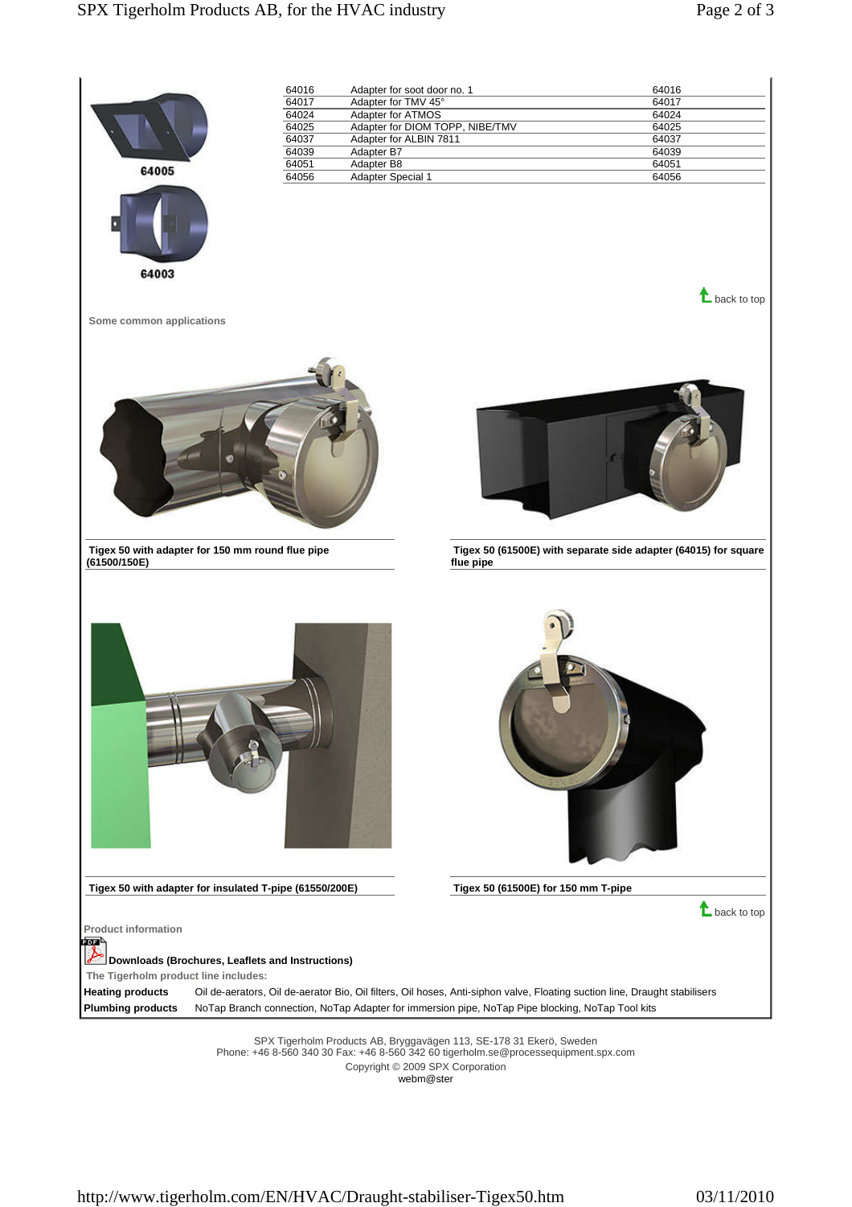64005

64003

| | | |
|---|---|---|
| 64016 | Adapter for soot door no. 1 | 64016 |
| 64017 | Adapter for TMV 45° | 64017 |
| 64024 | Adapter for ATMOS | 64024 |
| 64025 | Adapter for DIOM TOPP, NIBE/TMV | 64025 |
| 64037 | Adapter for ALBIN 7811 | 64037 |
| 64039 | Adapter B7 | 64039 |
| 64051 | Adapter B8 | 64051 |
| 64056 | Adapter Special 1 | 64056 |

back to top

**Some common applications**

**Tigex 50 with adapter for 150 mm round flue pipe (61500/150E)**

**Tigex 50 (61500E) with separate side adapter (64015) for square flue pipe**

**Tigex 50 with adapter for insulated T-pipe (61550/200E)**

**Tigex 50 (61500E) for 150 mm T-pipe**

back to top

**Product information**

**Downloads (Brochures, Leaflets and Instructions)**

**The Tigerholm product line includes:**

| | |
|---|---|
| **Heating products** | Oil de-aerators, Oil de-aerator Bio, Oil filters, Oil hoses, Anti-siphon valve, Floating suction line, Draught stabilisers |
| **Plumbing products** | NoTap Branch connection, NoTap Adapter for immersion pipe, NoTap Pipe blocking, NoTap Tool kits |

SPX Tigerholm Products AB, Bryggavägen 113, SE-178 31 Ekerö, Sweden
Phone: +46 8-560 340 30 Fax: +46 8-560 342 60 tigerholm.se@processequipment.spx.com
Copyright © 2009 SPX Corporation
webm@ster